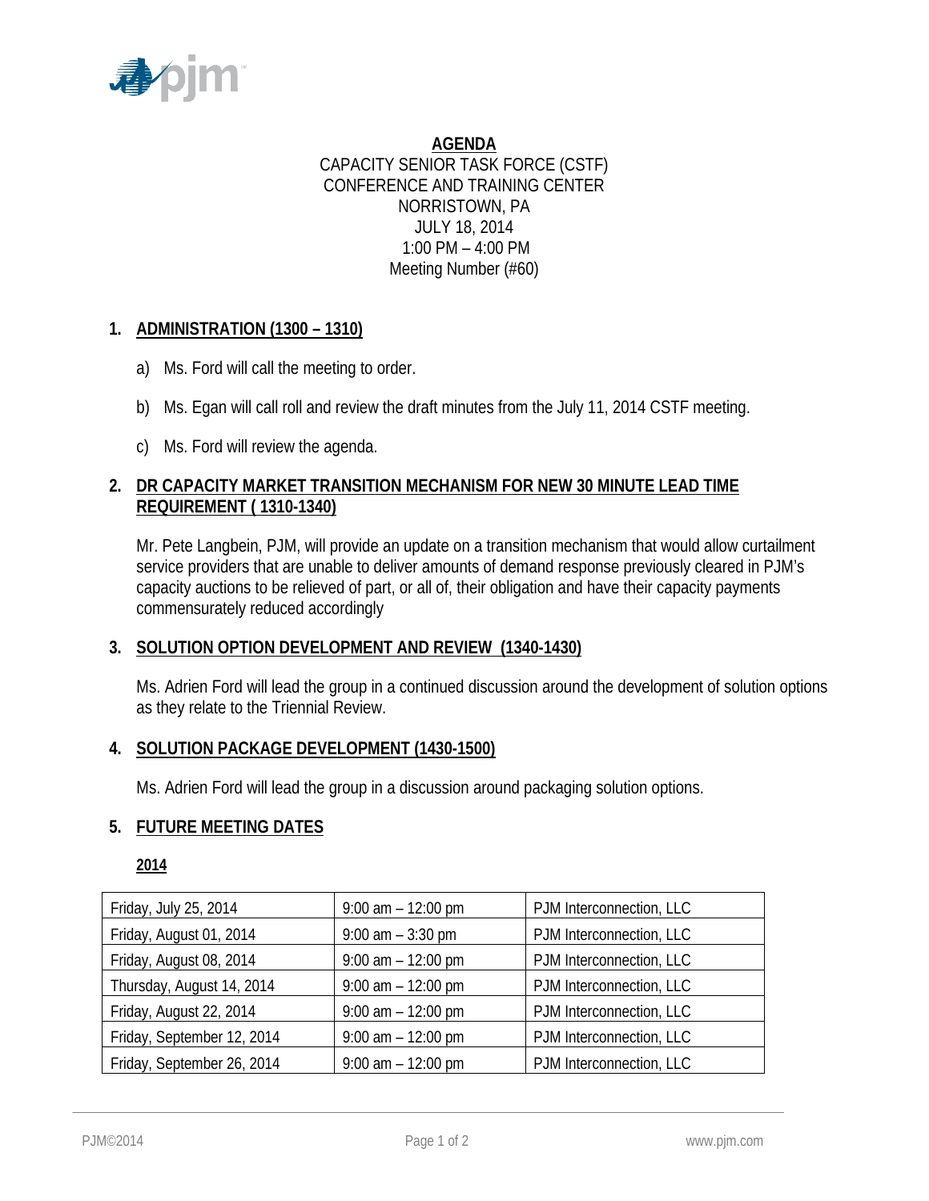**AGENDA**

CAPACITY SENIOR TASK FORCE (CSTF)
CONFERENCE AND TRAINING CENTER
NORRISTOWN, PA
JULY 18, 2014
1:00 PM – 4:00 PM
Meeting Number (#60)

## 1. ADMINISTRATION (1300 – 1310)

a) Ms. Ford will call the meeting to order.

b) Ms. Egan will call roll and review the draft minutes from the July 11, 2014 CSTF meeting.

c) Ms. Ford will review the agenda.

## 2. DR CAPACITY MARKET TRANSITION MECHANISM FOR NEW 30 MINUTE LEAD TIME REQUIREMENT ( 1310-1340)

Mr. Pete Langbein, PJM, will provide an update on a transition mechanism that would allow curtailment service providers that are unable to deliver amounts of demand response previously cleared in PJM's capacity auctions to be relieved of part, or all of, their obligation and have their capacity payments commensurately reduced accordingly

## 3. SOLUTION OPTION DEVELOPMENT AND REVIEW (1340-1430)

Ms. Adrien Ford will lead the group in a continued discussion around the development of solution options as they relate to the Triennial Review.

## 4. SOLUTION PACKAGE DEVELOPMENT (1430-1500)

Ms. Adrien Ford will lead the group in a discussion around packaging solution options.

## 5. FUTURE MEETING DATES

**2014**

| Friday, July 25, 2014 | 9:00 am – 12:00 pm | PJM Interconnection, LLC |
|---|---|---|
| Friday, August 01, 2014 | 9:00 am – 3:30 pm | PJM Interconnection, LLC |
| Friday, August 08, 2014 | 9:00 am – 12:00 pm | PJM Interconnection, LLC |
| Thursday, August 14, 2014 | 9:00 am – 12:00 pm | PJM Interconnection, LLC |
| Friday, August 22, 2014 | 9:00 am – 12:00 pm | PJM Interconnection, LLC |
| Friday, September 12, 2014 | 9:00 am – 12:00 pm | PJM Interconnection, LLC |
| Friday, September 26, 2014 | 9:00 am – 12:00 pm | PJM Interconnection, LLC |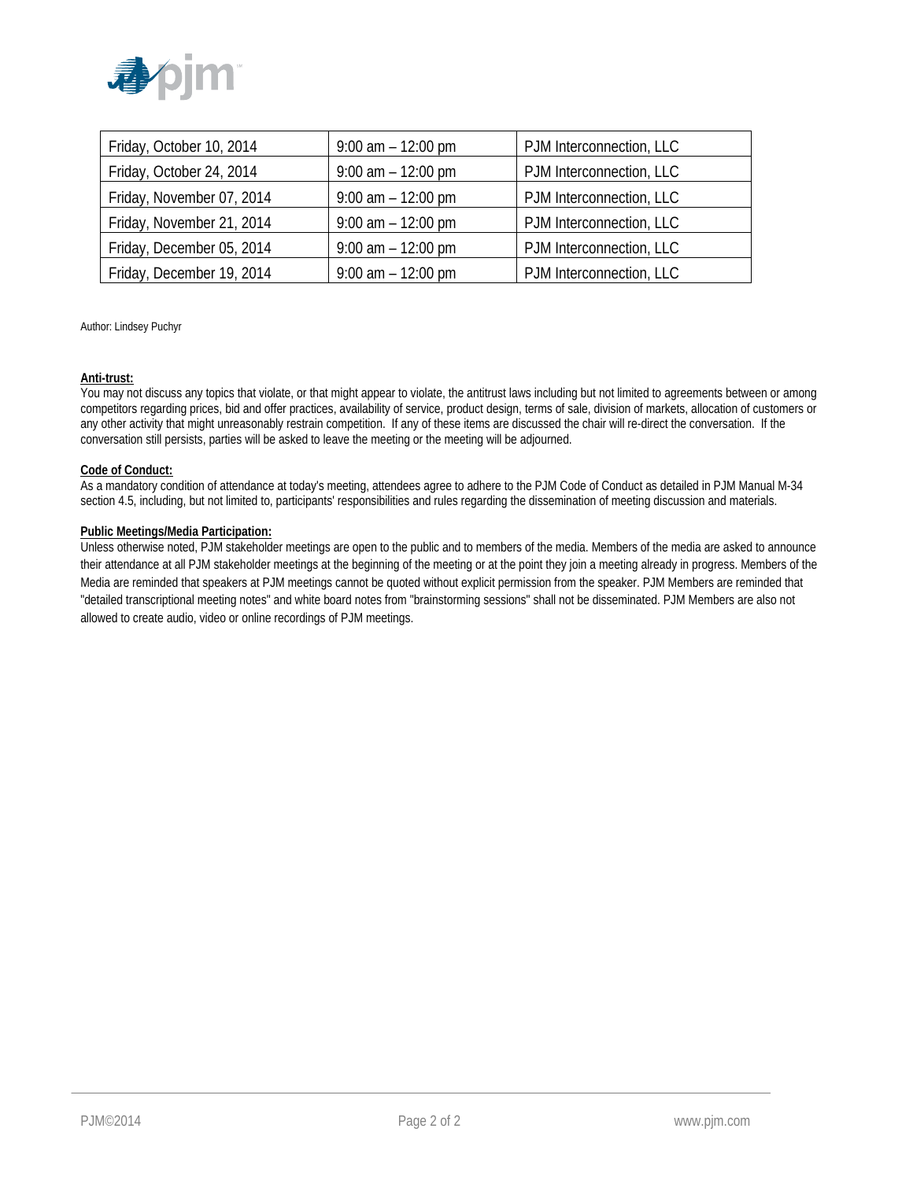| | | |
|---|---|---|
| Friday, October 10, 2014 | 9:00 am – 12:00 pm | PJM Interconnection, LLC |
| Friday, October 24, 2014 | 9:00 am – 12:00 pm | PJM Interconnection, LLC |
| Friday, November 07, 2014 | 9:00 am – 12:00 pm | PJM Interconnection, LLC |
| Friday, November 21, 2014 | 9:00 am – 12:00 pm | PJM Interconnection, LLC |
| Friday, December 05, 2014 | 9:00 am – 12:00 pm | PJM Interconnection, LLC |
| Friday, December 19, 2014 | 9:00 am – 12:00 pm | PJM Interconnection, LLC |

Author: Lindsey Puchyr

**Anti-trust:**

You may not discuss any topics that violate, or that might appear to violate, the antitrust laws including but not limited to agreements between or among competitors regarding prices, bid and offer practices, availability of service, product design, terms of sale, division of markets, allocation of customers or any other activity that might unreasonably restrain competition. If any of these items are discussed the chair will re-direct the conversation. If the conversation still persists, parties will be asked to leave the meeting or the meeting will be adjourned.

**Code of Conduct:**

As a mandatory condition of attendance at today's meeting, attendees agree to adhere to the PJM Code of Conduct as detailed in PJM Manual M-34 section 4.5, including, but not limited to, participants' responsibilities and rules regarding the dissemination of meeting discussion and materials.

**Public Meetings/Media Participation:**

Unless otherwise noted, PJM stakeholder meetings are open to the public and to members of the media. Members of the media are asked to announce their attendance at all PJM stakeholder meetings at the beginning of the meeting or at the point they join a meeting already in progress. Members of the Media are reminded that speakers at PJM meetings cannot be quoted without explicit permission from the speaker. PJM Members are reminded that "detailed transcriptional meeting notes" and white board notes from "brainstorming sessions" shall not be disseminated. PJM Members are also not allowed to create audio, video or online recordings of PJM meetings.